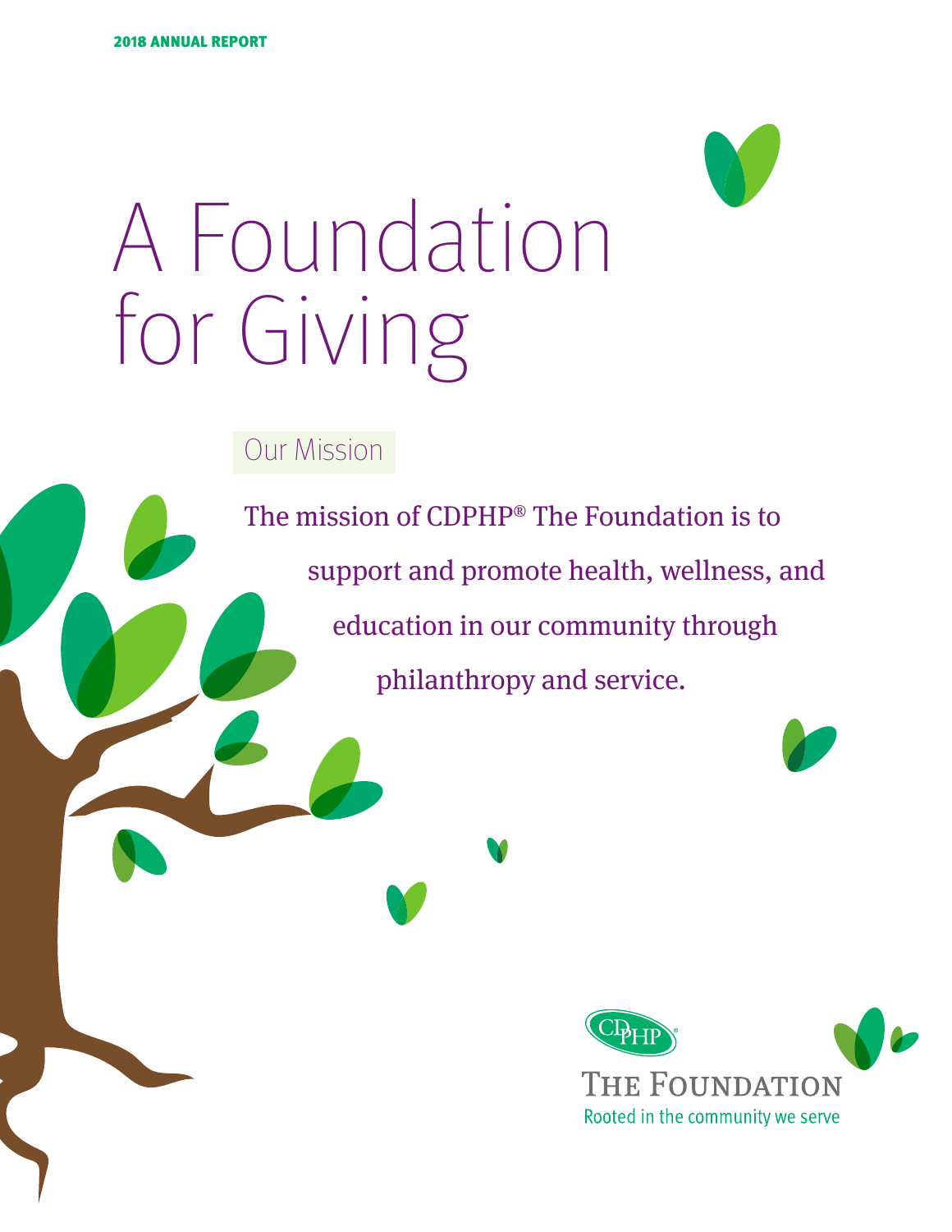2018 ANNUAL REPORT

# A Foundation for Giving

## Our Mission

The mission of CDPHP® The Foundation is to support and promote health, wellness, and education in our community through philanthropy and service.

CDPHP

THE FOUNDATION

Rooted in the community we serve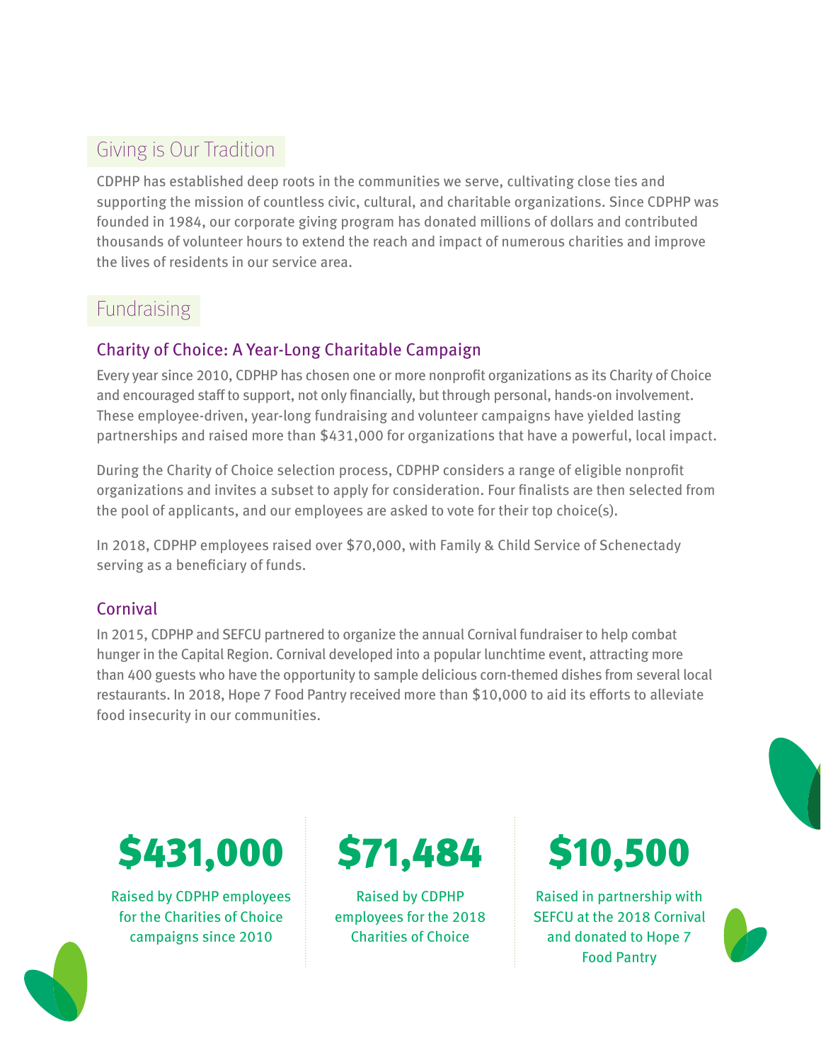## Giving is Our Tradition

CDPHP has established deep roots in the communities we serve, cultivating close ties and supporting the mission of countless civic, cultural, and charitable organizations. Since CDPHP was founded in 1984, our corporate giving program has donated millions of dollars and contributed thousands of volunteer hours to extend the reach and impact of numerous charities and improve the lives of residents in our service area.

## Fundraising

### Charity of Choice: A Year-Long Charitable Campaign

Every year since 2010, CDPHP has chosen one or more nonprofit organizations as its Charity of Choice and encouraged staff to support, not only financially, but through personal, hands-on involvement. These employee-driven, year-long fundraising and volunteer campaigns have yielded lasting partnerships and raised more than $431,000 for organizations that have a powerful, local impact.

During the Charity of Choice selection process, CDPHP considers a range of eligible nonprofit organizations and invites a subset to apply for consideration. Four finalists are then selected from the pool of applicants, and our employees are asked to vote for their top choice(s).

In 2018, CDPHP employees raised over $70,000, with Family & Child Service of Schenectady serving as a beneficiary of funds.

### Cornival

In 2015, CDPHP and SEFCU partnered to organize the annual Cornival fundraiser to help combat hunger in the Capital Region. Cornival developed into a popular lunchtime event, attracting more than 400 guests who have the opportunity to sample delicious corn-themed dishes from several local restaurants. In 2018, Hope 7 Food Pantry received more than $10,000 to aid its efforts to alleviate food insecurity in our communities.

**$431,000**

Raised by CDPHP employees for the Charities of Choice campaigns since 2010

**$71,484**

Raised by CDPHP employees for the 2018 Charities of Choice

**$10,500**

Raised in partnership with SEFCU at the 2018 Cornival and donated to Hope 7 Food Pantry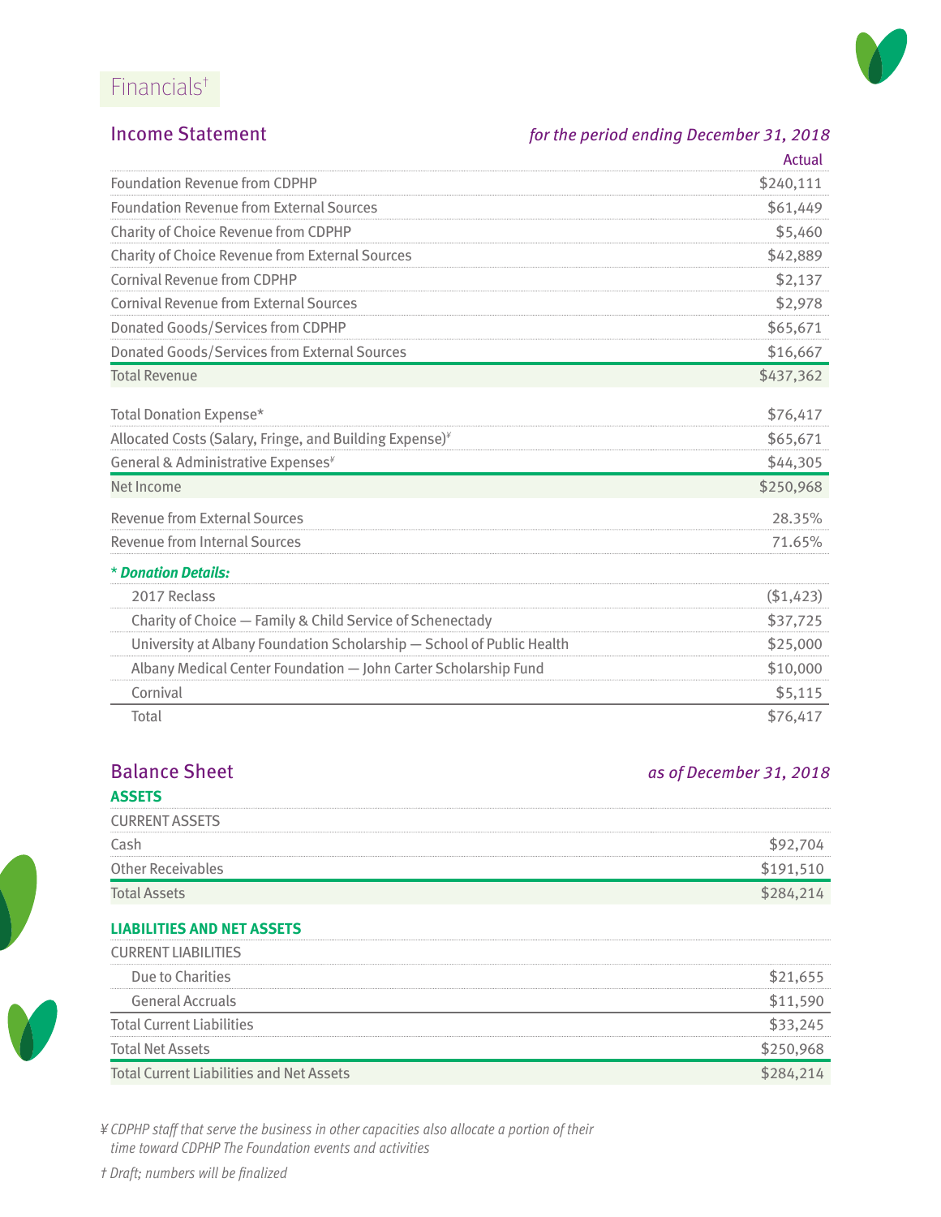# Financials†

## Income Statement

*for the period ending December 31, 2018*

| | Actual |
|---|---|
| Foundation Revenue from CDPHP | $240,111 |
| Foundation Revenue from External Sources | $61,449 |
| Charity of Choice Revenue from CDPHP | $5,460 |
| Charity of Choice Revenue from External Sources | $42,889 |
| Cornival Revenue from CDPHP | $2,137 |
| Cornival Revenue from External Sources | $2,978 |
| Donated Goods/Services from CDPHP | $65,671 |
| Donated Goods/Services from External Sources | $16,667 |
| Total Revenue | $437,362 |
| Total Donation Expense* | $76,417 |
| Allocated Costs (Salary, Fringe, and Building Expense)¥ | $65,671 |
| General & Administrative Expenses¥ | $44,305 |
| Net Income | $250,968 |
| Revenue from External Sources | 28.35% |
| Revenue from Internal Sources | 71.65% |

*** Donation Details:***

| | |
|---|---|
| 2017 Reclass | ($1,423) |
| Charity of Choice — Family & Child Service of Schenectady | $37,725 |
| University at Albany Foundation Scholarship — School of Public Health | $25,000 |
| Albany Medical Center Foundation — John Carter Scholarship Fund | $10,000 |
| Cornival | $5,115 |
| Total | $76,417 |

## Balance Sheet

*as of December 31, 2018*

**ASSETS**

| CURRENT ASSETS | |
|---|---|
| Cash | $92,704 |
| Other Receivables | $191,510 |
| Total Assets | $284,214 |

**LIABILITIES AND NET ASSETS**

| CURRENT LIABILITIES | |
|---|---|
| Due to Charities | $21,655 |
| General Accruals | $11,590 |
| Total Current Liabilities | $33,245 |
| Total Net Assets | $250,968 |
| Total Current Liabilities and Net Assets | $284,214 |

*¥ CDPHP staff that serve the business in other capacities also allocate a portion of their time toward CDPHP The Foundation events and activities*

*† Draft; numbers will be finalized*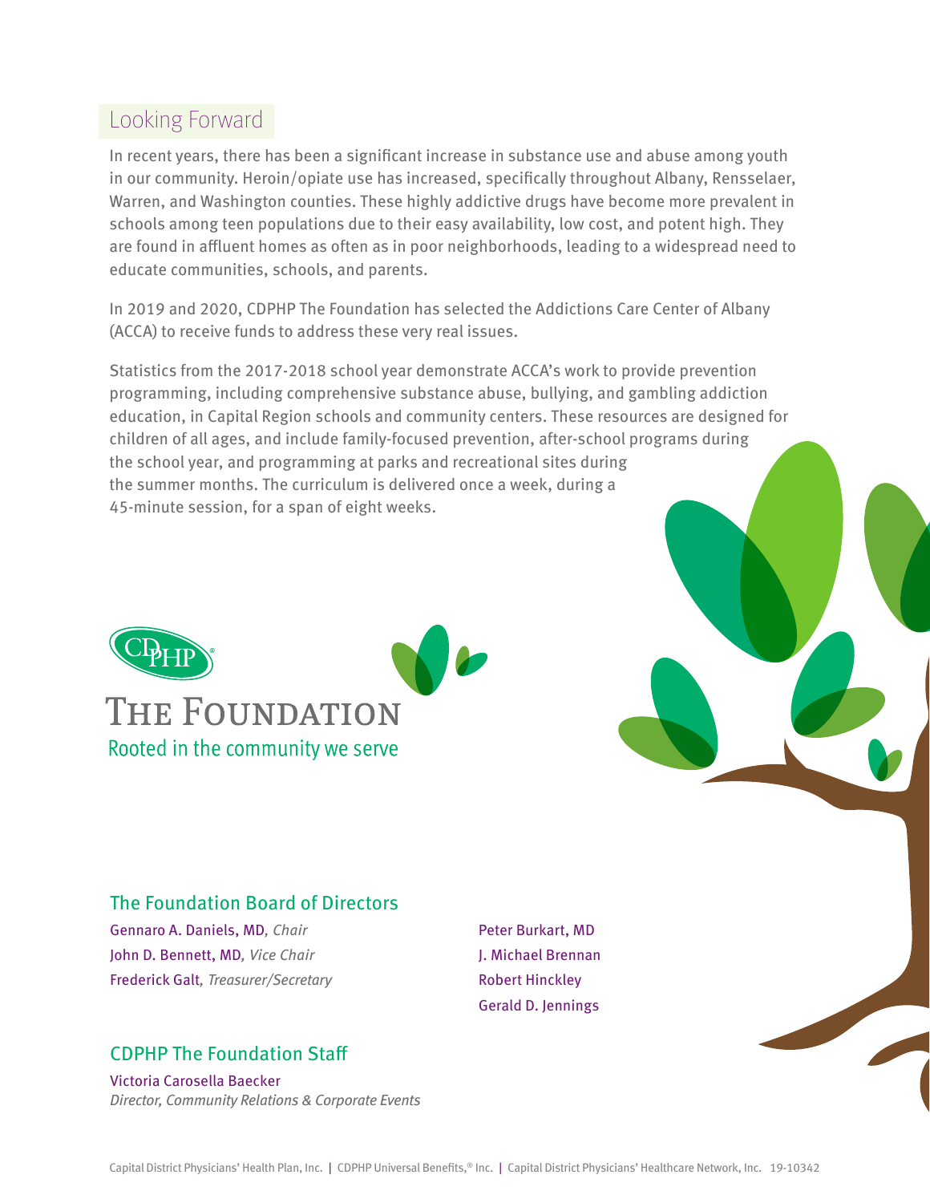## Looking Forward

In recent years, there has been a significant increase in substance use and abuse among youth in our community. Heroin/opiate use has increased, specifically throughout Albany, Rensselaer, Warren, and Washington counties. These highly addictive drugs have become more prevalent in schools among teen populations due to their easy availability, low cost, and potent high. They are found in affluent homes as often as in poor neighborhoods, leading to a widespread need to educate communities, schools, and parents.

In 2019 and 2020, CDPHP The Foundation has selected the Addictions Care Center of Albany (ACCA) to receive funds to address these very real issues.

Statistics from the 2017-2018 school year demonstrate ACCA's work to provide prevention programming, including comprehensive substance abuse, bullying, and gambling addiction education, in Capital Region schools and community centers. These resources are designed for children of all ages, and include family-focused prevention, after-school programs during the school year, and programming at parks and recreational sites during the summer months. The curriculum is delivered once a week, during a 45-minute session, for a span of eight weeks.

CDPHP®

THE FOUNDATION

Rooted in the community we serve

### The Foundation Board of Directors

Gennaro A. Daniels, MD, *Chair*
John D. Bennett, MD, *Vice Chair*
Frederick Galt, *Treasurer/Secretary*
Peter Burkart, MD
J. Michael Brennan
Robert Hinckley
Gerald D. Jennings

### CDPHP The Foundation Staff

Victoria Carosella Baecker
*Director, Community Relations & Corporate Events*

Capital District Physicians' Health Plan, Inc. | CDPHP Universal Benefits,® Inc. | Capital District Physicians' Healthcare Network, Inc. 19-10342